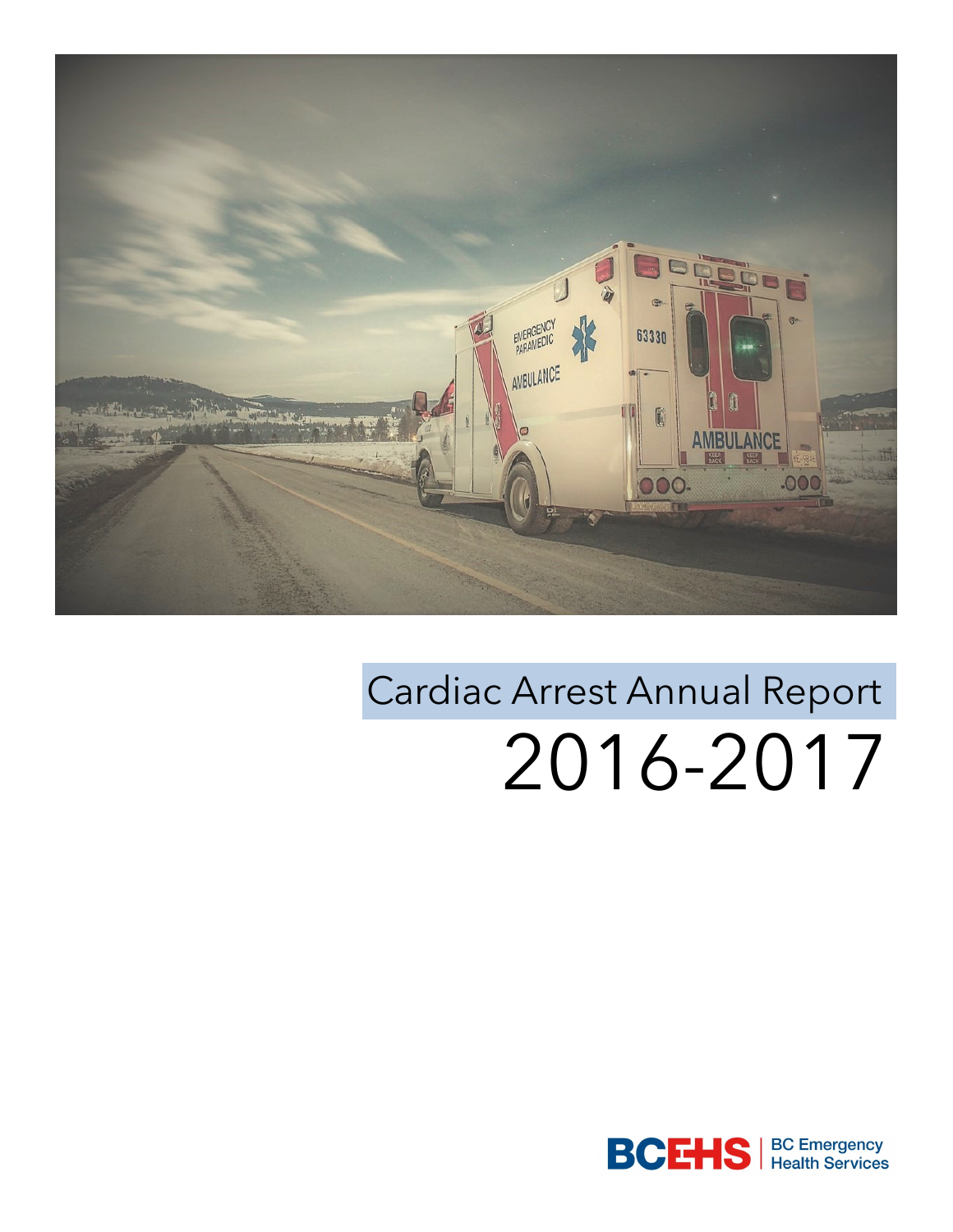# Cardiac Arrest Annual Report

# 2016-2017

BCEHS | BC Emergency Health Services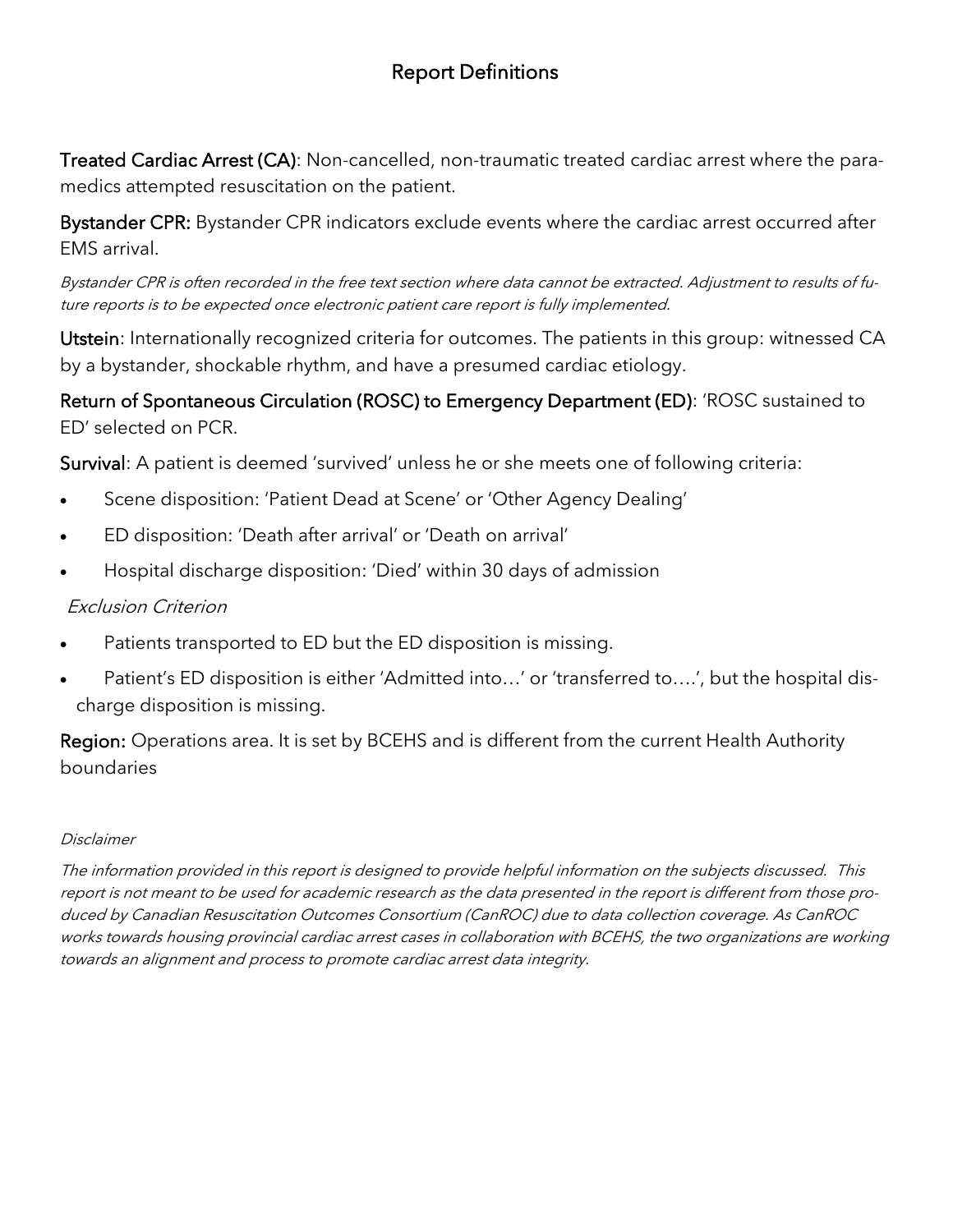# Report Definitions

**Treated Cardiac Arrest (CA)**: Non-cancelled, non-traumatic treated cardiac arrest where the paramedics attempted resuscitation on the patient.

**Bystander CPR:** Bystander CPR indicators exclude events where the cardiac arrest occurred after EMS arrival.

*Bystander CPR is often recorded in the free text section where data cannot be extracted. Adjustment to results of future reports is to be expected once electronic patient care report is fully implemented.*

**Utstein**: Internationally recognized criteria for outcomes. The patients in this group: witnessed CA by a bystander, shockable rhythm, and have a presumed cardiac etiology.

**Return of Spontaneous Circulation (ROSC) to Emergency Department (ED)**: 'ROSC sustained to ED' selected on PCR.

**Survival**: A patient is deemed 'survived' unless he or she meets one of following criteria:

- Scene disposition: 'Patient Dead at Scene' or 'Other Agency Dealing'
- ED disposition: 'Death after arrival' or 'Death on arrival'
- Hospital discharge disposition: 'Died' within 30 days of admission

*Exclusion Criterion*

- Patients transported to ED but the ED disposition is missing.
- Patient's ED disposition is either 'Admitted into…' or 'transferred to….', but the hospital discharge disposition is missing.

**Region:** Operations area. It is set by BCEHS and is different from the current Health Authority boundaries

*Disclaimer*

*The information provided in this report is designed to provide helpful information on the subjects discussed. This report is not meant to be used for academic research as the data presented in the report is different from those produced by Canadian Resuscitation Outcomes Consortium (CanROC) due to data collection coverage. As CanROC works towards housing provincial cardiac arrest cases in collaboration with BCEHS, the two organizations are working towards an alignment and process to promote cardiac arrest data integrity.*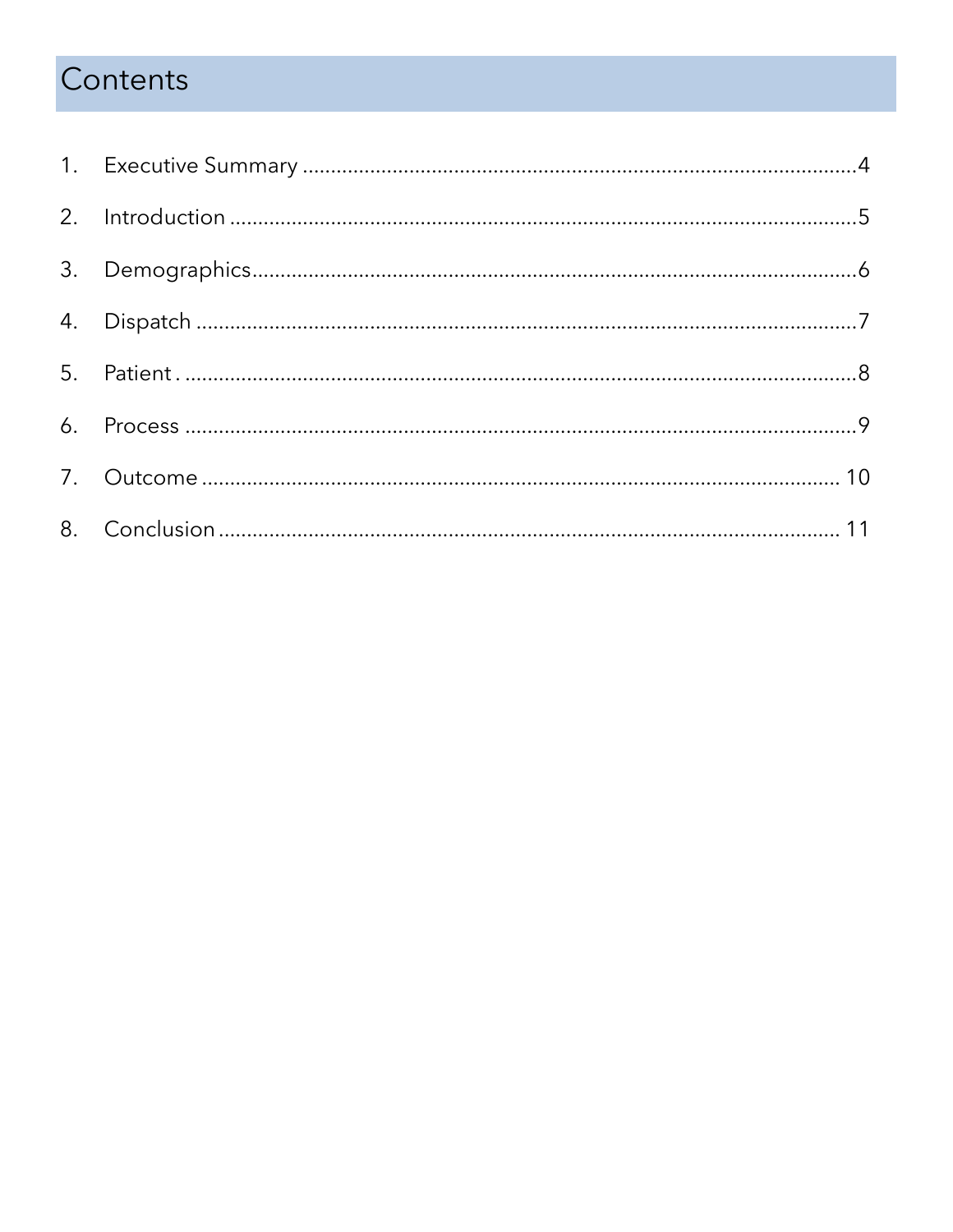# Contents

1. Executive Summary ....................................................................................................4
2. Introduction ................................................................................................................5
3. Demographics..............................................................................................................6
4. Dispatch ......................................................................................................................7
5. Patient . .......................................................................................................................8
6. Process ........................................................................................................................9
7. Outcome .................................................................................................................... 10
8. Conclusion ................................................................................................................. 11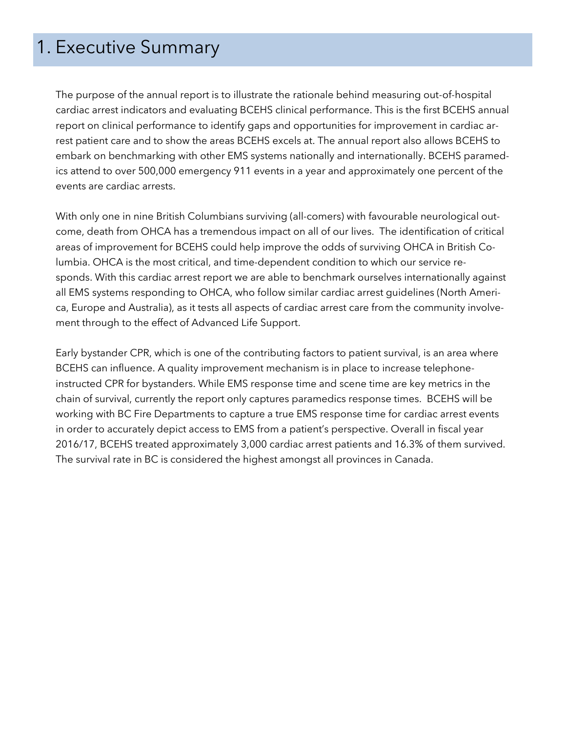# 1. Executive Summary

The purpose of the annual report is to illustrate the rationale behind measuring out-of-hospital cardiac arrest indicators and evaluating BCEHS clinical performance. This is the first BCEHS annual report on clinical performance to identify gaps and opportunities for improvement in cardiac arrest patient care and to show the areas BCEHS excels at. The annual report also allows BCEHS to embark on benchmarking with other EMS systems nationally and internationally. BCEHS paramedics attend to over 500,000 emergency 911 events in a year and approximately one percent of the events are cardiac arrests.

With only one in nine British Columbians surviving (all-comers) with favourable neurological outcome, death from OHCA has a tremendous impact on all of our lives. The identification of critical areas of improvement for BCEHS could help improve the odds of surviving OHCA in British Columbia. OHCA is the most critical, and time-dependent condition to which our service responds. With this cardiac arrest report we are able to benchmark ourselves internationally against all EMS systems responding to OHCA, who follow similar cardiac arrest guidelines (North America, Europe and Australia), as it tests all aspects of cardiac arrest care from the community involvement through to the effect of Advanced Life Support.

Early bystander CPR, which is one of the contributing factors to patient survival, is an area where BCEHS can influence. A quality improvement mechanism is in place to increase telephone-instructed CPR for bystanders. While EMS response time and scene time are key metrics in the chain of survival, currently the report only captures paramedics response times. BCEHS will be working with BC Fire Departments to capture a true EMS response time for cardiac arrest events in order to accurately depict access to EMS from a patient's perspective. Overall in fiscal year 2016/17, BCEHS treated approximately 3,000 cardiac arrest patients and 16.3% of them survived. The survival rate in BC is considered the highest amongst all provinces in Canada.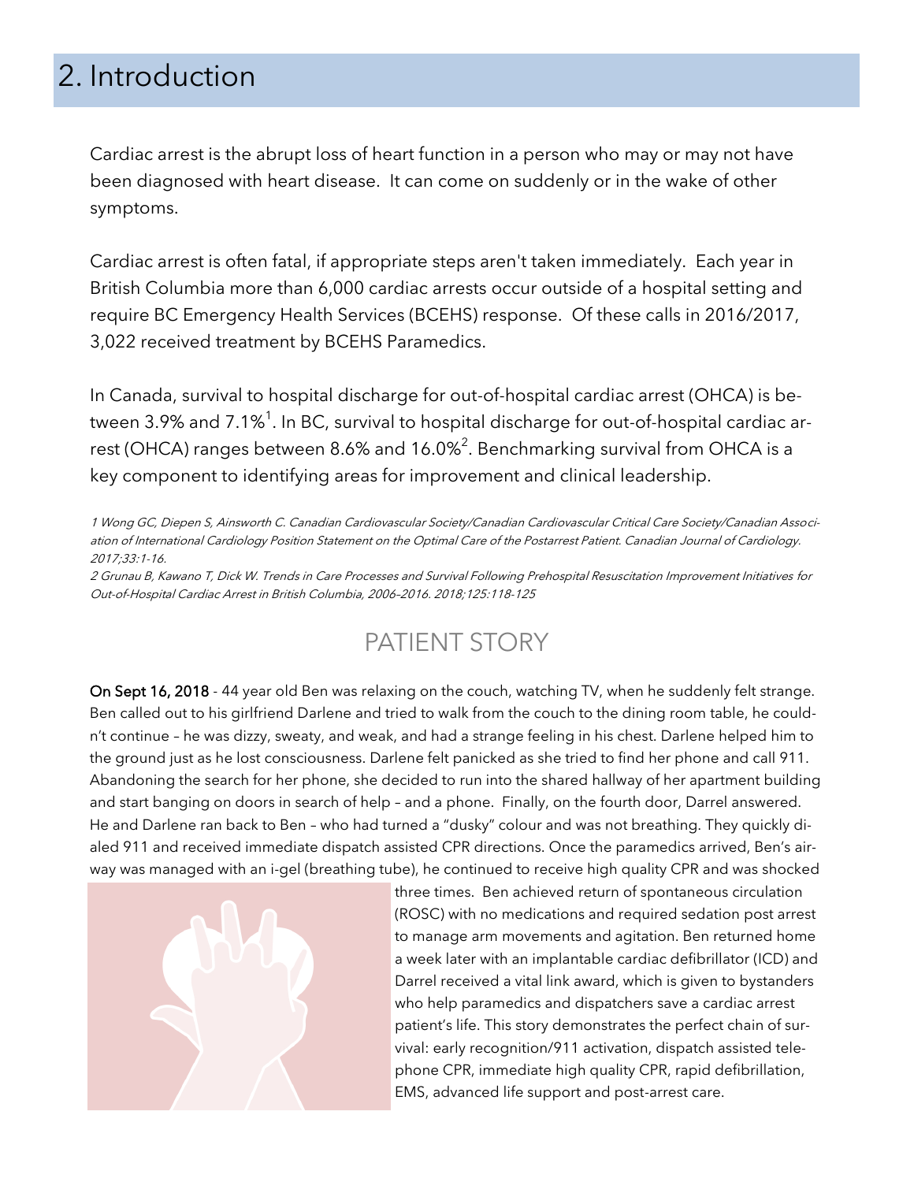## 2. Introduction

Cardiac arrest is the abrupt loss of heart function in a person who may or may not have been diagnosed with heart disease. It can come on suddenly or in the wake of other symptoms.

Cardiac arrest is often fatal, if appropriate steps aren't taken immediately. Each year in British Columbia more than 6,000 cardiac arrests occur outside of a hospital setting and require BC Emergency Health Services (BCEHS) response. Of these calls in 2016/2017, 3,022 received treatment by BCEHS Paramedics.

In Canada, survival to hospital discharge for out-of-hospital cardiac arrest (OHCA) is between 3.9% and 7.1%[1]. In BC, survival to hospital discharge for out-of-hospital cardiac arrest (OHCA) ranges between 8.6% and 16.0%[2]. Benchmarking survival from OHCA is a key component to identifying areas for improvement and clinical leadership.

*1 Wong GC, Diepen S, Ainsworth C. Canadian Cardiovascular Society/Canadian Cardiovascular Critical Care Society/Canadian Association of International Cardiology Position Statement on the Optimal Care of the Postarrest Patient. Canadian Journal of Cardiology. 2017;33:1-16.*

*2 Grunau B, Kawano T, Dick W. Trends in Care Processes and Survival Following Prehospital Resuscitation Improvement Initiatives for Out-of-Hospital Cardiac Arrest in British Columbia, 2006–2016. 2018;125:118-125*

### PATIENT STORY

**On Sept 16, 2018** - 44 year old Ben was relaxing on the couch, watching TV, when he suddenly felt strange. Ben called out to his girlfriend Darlene and tried to walk from the couch to the dining room table, he couldn't continue – he was dizzy, sweaty, and weak, and had a strange feeling in his chest. Darlene helped him to the ground just as he lost consciousness. Darlene felt panicked as she tried to find her phone and call 911. Abandoning the search for her phone, she decided to run into the shared hallway of her apartment building and start banging on doors in search of help – and a phone. Finally, on the fourth door, Darrel answered. He and Darlene ran back to Ben – who had turned a "dusky" colour and was not breathing. They quickly dialed 911 and received immediate dispatch assisted CPR directions. Once the paramedics arrived, Ben's airway was managed with an i-gel (breathing tube), he continued to receive high quality CPR and was shocked three times. Ben achieved return of spontaneous circulation (ROSC) with no medications and required sedation post arrest to manage arm movements and agitation. Ben returned home a week later with an implantable cardiac defibrillator (ICD) and Darrel received a vital link award, which is given to bystanders who help paramedics and dispatchers save a cardiac arrest patient's life. This story demonstrates the perfect chain of survival: early recognition/911 activation, dispatch assisted telephone CPR, immediate high quality CPR, rapid defibrillation, EMS, advanced life support and post-arrest care.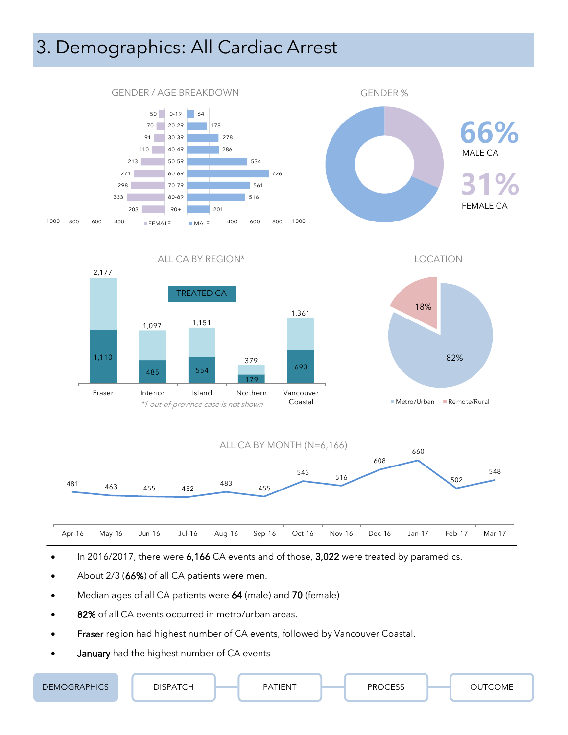# 3. Demographics: All Cardiac Arrest

## GENDER / AGE BREAKDOWN

| Age | FEMALE | MALE |
|---|---|---|
| 0-19 | 50 | 64 |
| 20-29 | 70 | 178 |
| 30-39 | 91 | 278 |
| 40-49 | 110 | 286 |
| 50-59 | 213 | 534 |
| 60-69 | 271 | 726 |
| 70-79 | 298 | 561 |
| 80-89 | 333 | 516 |
| 90+ | 203 | 201 |

## GENDER %

**66%** MALE CA

**31%** FEMALE CA

## ALL CA BY REGION*

| Region | All CA | TREATED CA |
|---|---|---|
| Fraser | 2,177 | 1,110 |
| Interior | 1,097 | 485 |
| Island | 1,151 | 554 |
| Northern | 379 | 179 |
| Vancouver Coastal | 1,361 | 693 |

*\*1 out-of-province case is not shown*

## LOCATION

| Metro/Urban | Remote/Rural |
|---|---|
| 82% | 18% |

## ALL CA BY MONTH (N=6,166)

| Apr-16 | May-16 | Jun-16 | Jul-16 | Aug-16 | Sep-16 | Oct-16 | Nov-16 | Dec-16 | Jan-17 | Feb-17 | Mar-17 |
|---|---|---|---|---|---|---|---|---|---|---|---|
| 481 | 463 | 455 | 452 | 483 | 455 | 543 | 516 | 608 | 660 | 502 | 548 |

- In 2016/2017, there were **6,166** CA events and of those, **3,022** were treated by paramedics.
- About 2/3 (**66%**) of all CA patients were men.
- Median ages of all CA patients were **64** (male) and **70** (female)
- **82%** of all CA events occurred in metro/urban areas.
- **Fraser** region had highest number of CA events, followed by Vancouver Coastal.
- **January** had the highest number of CA events

DEMOGRAPHICS | DISPATCH | PATIENT | PROCESS | OUTCOME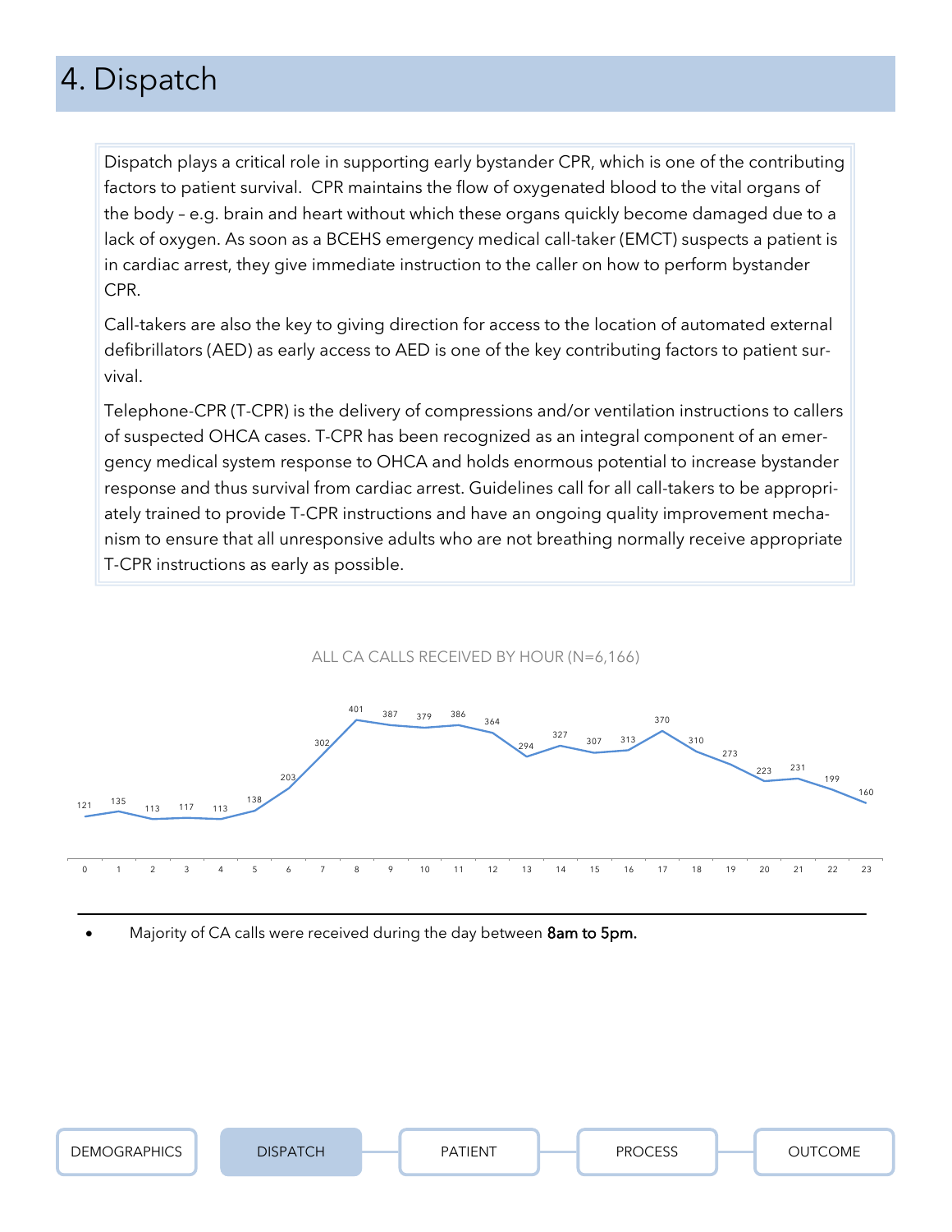# 4. Dispatch

Dispatch plays a critical role in supporting early bystander CPR, which is one of the contributing factors to patient survival. CPR maintains the flow of oxygenated blood to the vital organs of the body – e.g. brain and heart without which these organs quickly become damaged due to a lack of oxygen. As soon as a BCEHS emergency medical call-taker (EMCT) suspects a patient is in cardiac arrest, they give immediate instruction to the caller on how to perform bystander CPR.

Call-takers are also the key to giving direction for access to the location of automated external defibrillators (AED) as early access to AED is one of the key contributing factors to patient survival.

Telephone-CPR (T-CPR) is the delivery of compressions and/or ventilation instructions to callers of suspected OHCA cases. T-CPR has been recognized as an integral component of an emergency medical system response to OHCA and holds enormous potential to increase bystander response and thus survival from cardiac arrest. Guidelines call for all call-takers to be appropriately trained to provide T-CPR instructions and have an ongoing quality improvement mechanism to ensure that all unresponsive adults who are not breathing normally receive appropriate T-CPR instructions as early as possible.

ALL CA CALLS RECEIVED BY HOUR (N=6,166)

| Hour | 0 | 1 | 2 | 3 | 4 | 5 | 6 | 7 | 8 | 9 | 10 | 11 | 12 | 13 | 14 | 15 | 16 | 17 | 18 | 19 | 20 | 21 | 22 | 23 |
|---|---|---|---|---|---|---|---|---|---|---|---|---|---|---|---|---|---|---|---|---|---|---|---|---|
| Calls | 121 | 135 | 113 | 117 | 113 | 138 | 203 | 302 | 401 | 387 | 379 | 386 | 364 | 294 | 327 | 307 | 313 | 370 | 310 | 273 | 223 | 231 | 199 | 160 |

- Majority of CA calls were received during the day between **8am to 5pm.**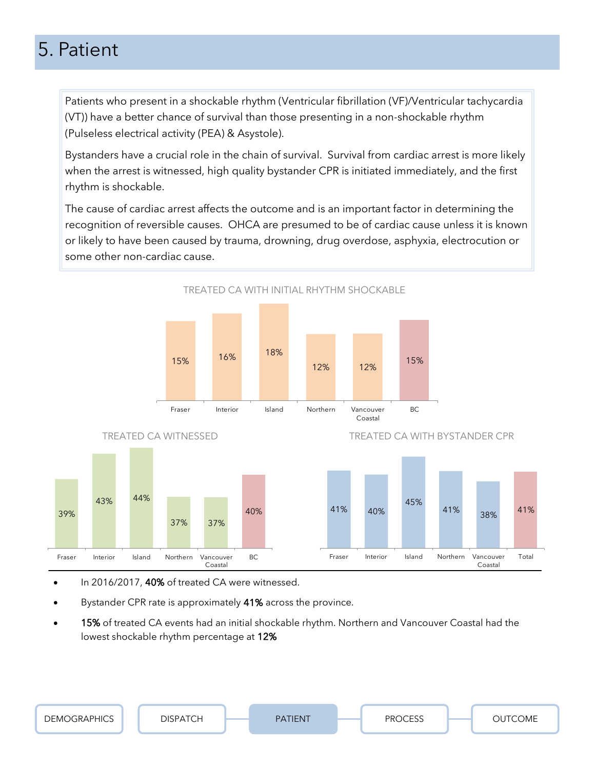# 5. Patient

Patients who present in a shockable rhythm (Ventricular fibrillation (VF)/Ventricular tachycardia (VT)) have a better chance of survival than those presenting in a non-shockable rhythm (Pulseless electrical activity (PEA) & Asystole).

Bystanders have a crucial role in the chain of survival. Survival from cardiac arrest is more likely when the arrest is witnessed, high quality bystander CPR is initiated immediately, and the first rhythm is shockable.

The cause of cardiac arrest affects the outcome and is an important factor in determining the recognition of reversible causes. OHCA are presumed to be of cardiac cause unless it is known or likely to have been caused by trauma, drowning, drug overdose, asphyxia, electrocution or some other non-cardiac cause.

TREATED CA WITH INITIAL RHYTHM SHOCKABLE

| Fraser | Interior | Island | Northern | Vancouver Coastal | BC |
|---|---|---|---|---|---|
| 15% | 16% | 18% | 12% | 12% | 15% |

TREATED CA WITNESSED

| Fraser | Interior | Island | Northern | Vancouver Coastal | BC |
|---|---|---|---|---|---|
| 39% | 43% | 44% | 37% | 37% | 40% |

TREATED CA WITH BYSTANDER CPR

| Fraser | Interior | Island | Northern | Vancouver Coastal | Total |
|---|---|---|---|---|---|
| 41% | 40% | 45% | 41% | 38% | 41% |

- In 2016/2017, **40%** of treated CA were witnessed.
- Bystander CPR rate is approximately **41%** across the province.
- **15%** of treated CA events had an initial shockable rhythm. Northern and Vancouver Coastal had the lowest shockable rhythm percentage at **12%**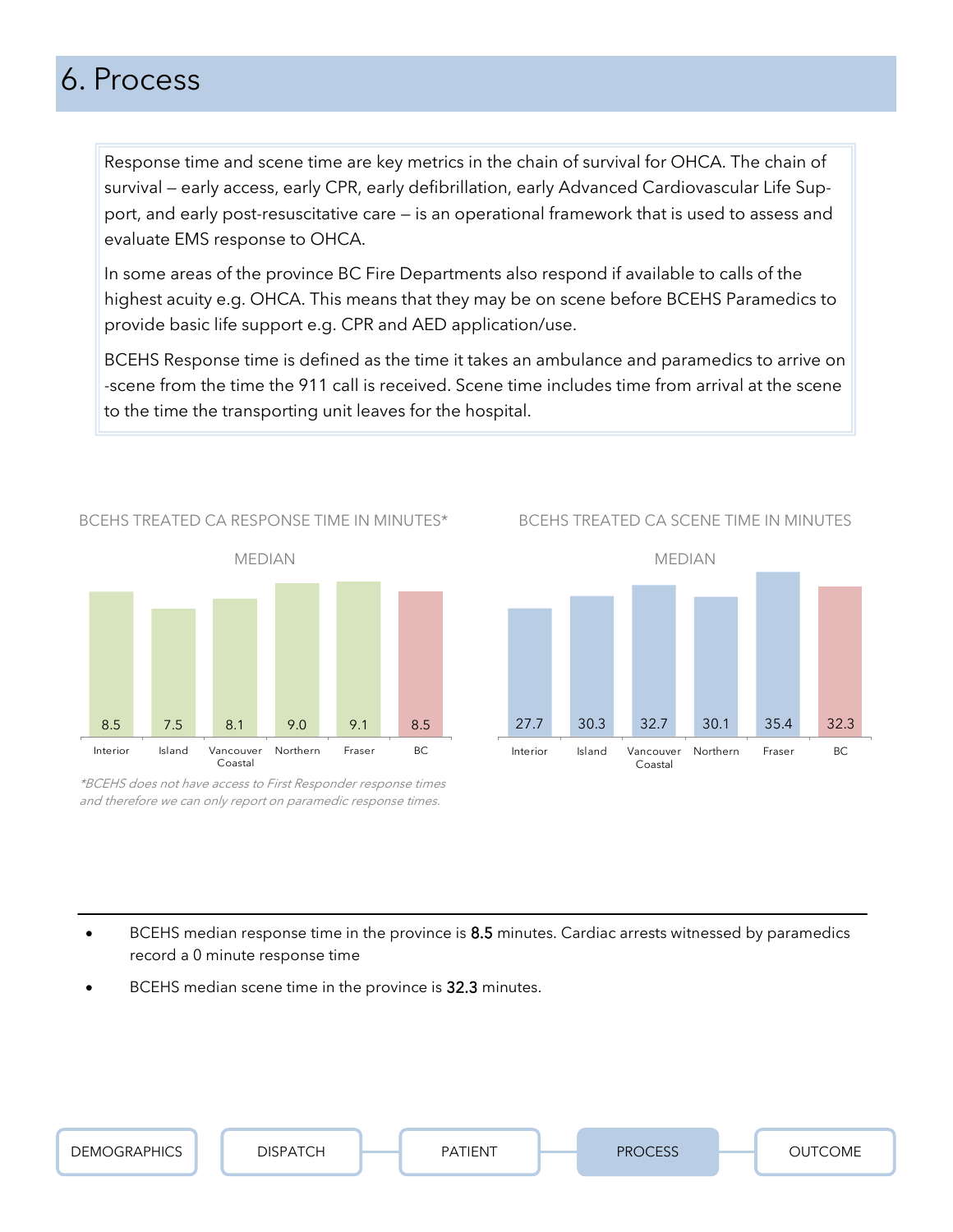# 6. Process

Response time and scene time are key metrics in the chain of survival for OHCA. The chain of survival – early access, early CPR, early defibrillation, early Advanced Cardiovascular Life Support, and early post-resuscitative care – is an operational framework that is used to assess and evaluate EMS response to OHCA.

In some areas of the province BC Fire Departments also respond if available to calls of the highest acuity e.g. OHCA. This means that they may be on scene before BCEHS Paramedics to provide basic life support e.g. CPR and AED application/use.

BCEHS Response time is defined as the time it takes an ambulance and paramedics to arrive on-scene from the time the 911 call is received. Scene time includes time from arrival at the scene to the time the transporting unit leaves for the hospital.

BCEHS TREATED CA RESPONSE TIME IN MINUTES*

MEDIAN

| Interior | Island | Vancouver Coastal | Northern | Fraser | BC |
|---|---|---|---|---|---|
| 8.5 | 7.5 | 8.1 | 9.0 | 9.1 | 8.5 |

*BCEHS does not have access to First Responder response times and therefore we can only report on paramedic response times.*

BCEHS TREATED CA SCENE TIME IN MINUTES

MEDIAN

| Interior | Island | Vancouver Coastal | Northern | Fraser | BC |
|---|---|---|---|---|---|
| 27.7 | 30.3 | 32.7 | 30.1 | 35.4 | 32.3 |

- BCEHS median response time in the province is **8.5** minutes. Cardiac arrests witnessed by paramedics record a 0 minute response time
- BCEHS median scene time in the province is **32.3** minutes.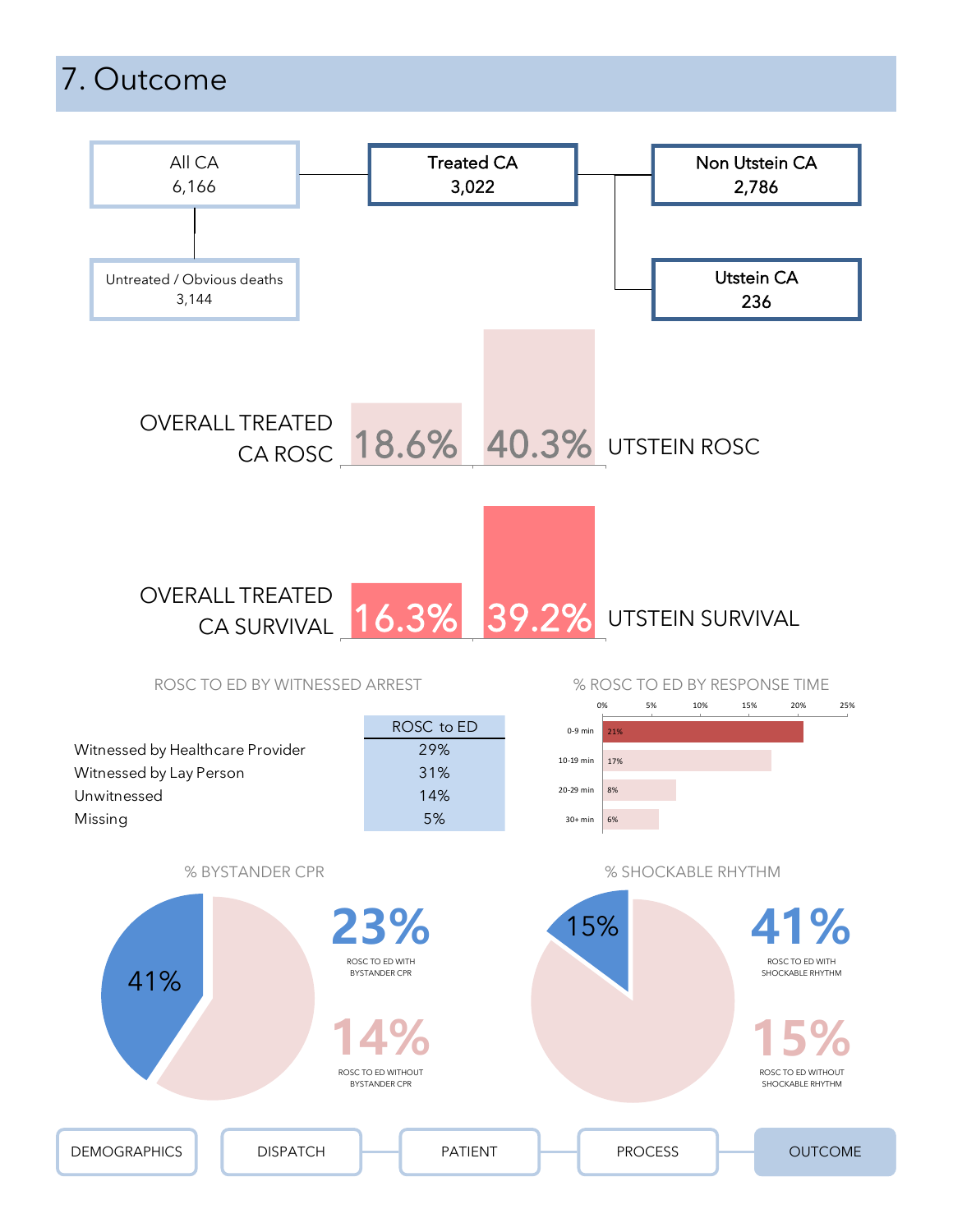# 7. Outcome

- All CA: 6,166
  - Untreated / Obvious deaths: 3,144
  - Treated CA: 3,022
    - Non Utstein CA: 2,786
    - Utstein CA: 236

OVERALL TREATED CA ROSC: 18.6%

UTSTEIN ROSC: 40.3%

OVERALL TREATED CA SURVIVAL: 16.3%

UTSTEIN SURVIVAL: 39.2%

## ROSC TO ED BY WITNESSED ARREST

| | ROSC to ED |
|---|---|
| Witnessed by Healthcare Provider | 29% |
| Witnessed by Lay Person | 31% |
| Unwitnessed | 14% |
| Missing | 5% |

## % ROSC TO ED BY RESPONSE TIME

| Response time | % ROSC to ED |
|---|---|
| 0-9 min | 21% |
| 10-19 min | 17% |
| 20-29 min | 8% |
| 30+ min | 6% |

## % BYSTANDER CPR

41%

**23%** ROSC TO ED WITH BYSTANDER CPR

**14%** ROSC TO ED WITHOUT BYSTANDER CPR

## % SHOCKABLE RHYTHM

15%

**41%** ROSC TO ED WITH SHOCKABLE RHYTHM

**15%** ROSC TO ED WITHOUT SHOCKABLE RHYTHM

DEMOGRAPHICS | DISPATCH | PATIENT | PROCESS | OUTCOME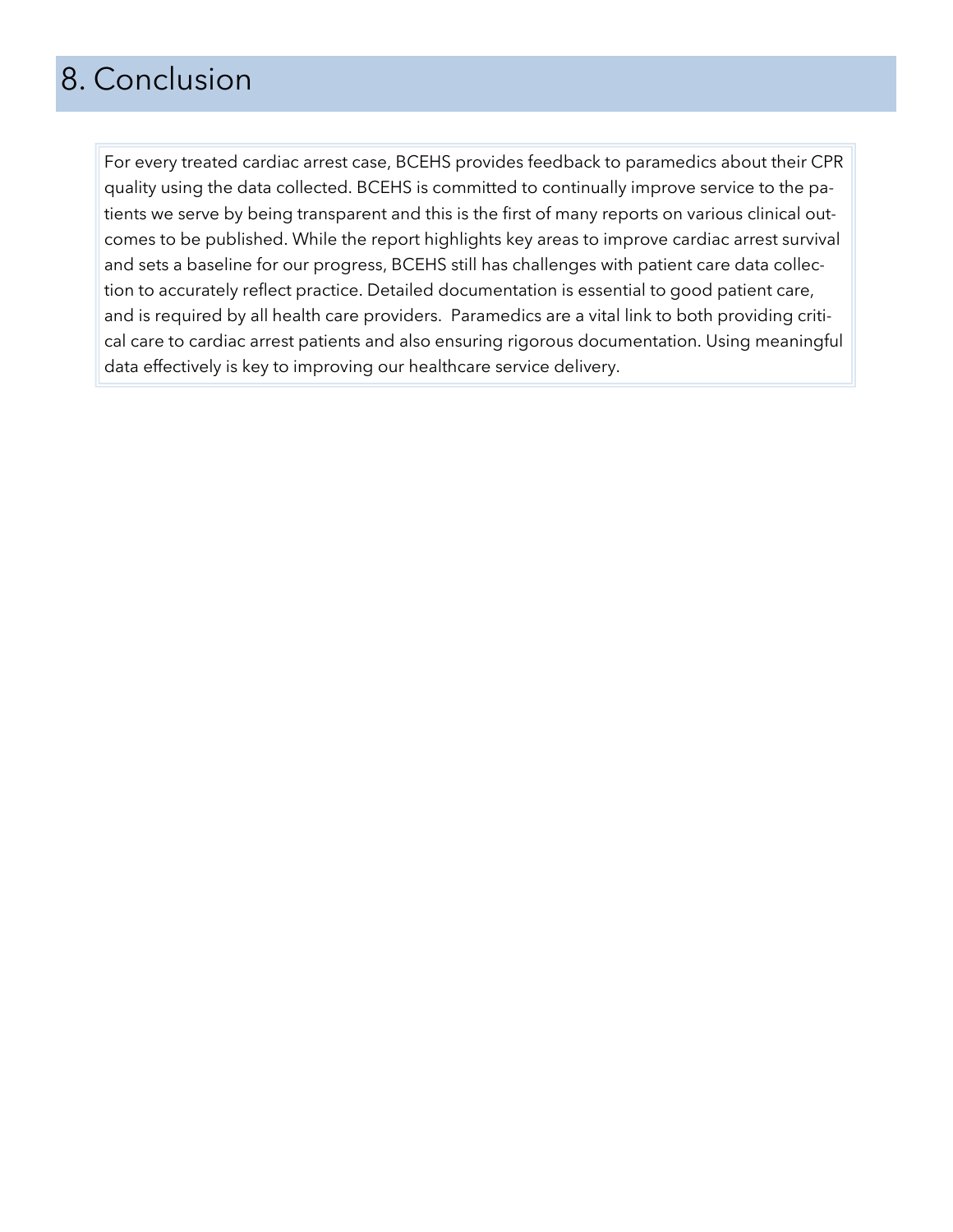# 8. Conclusion

For every treated cardiac arrest case, BCEHS provides feedback to paramedics about their CPR quality using the data collected. BCEHS is committed to continually improve service to the patients we serve by being transparent and this is the first of many reports on various clinical outcomes to be published. While the report highlights key areas to improve cardiac arrest survival and sets a baseline for our progress, BCEHS still has challenges with patient care data collection to accurately reflect practice. Detailed documentation is essential to good patient care, and is required by all health care providers. Paramedics are a vital link to both providing critical care to cardiac arrest patients and also ensuring rigorous documentation. Using meaningful data effectively is key to improving our healthcare service delivery.